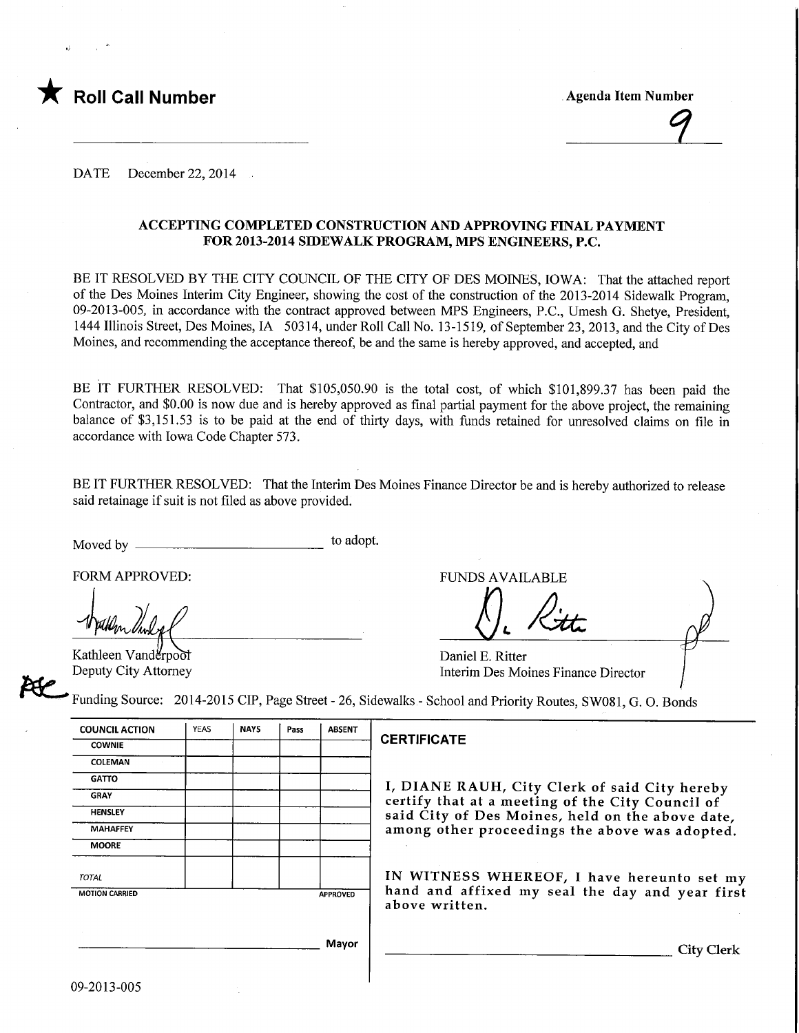★ **Roll Call Number**

Agenda Item Number

9

DATE December 22, 2014

**ACCEPTING COMPLETED CONSTRUCTION AND APPROVING FINAL PAYMENT FOR 2013-2014 SIDEWALK PROGRAM, MPS ENGINEERS, P.C.**

BE IT RESOLVED BY THE CITY COUNCIL OF THE CITY OF DES MOINES, IOWA: That the attached report of the Des Moines Interim City Engineer, showing the cost of the construction of the 2013-2014 Sidewalk Program, 09-2013-005, in accordance with the contract approved between MPS Engineers, P.C., Umesh G. Shetye, President, 1444 Illinois Street, Des Moines, IA 50314, under Roll Call No. 13-1519, of September 23, 2013, and the City of Des Moines, and recommending the acceptance thereof, be and the same is hereby approved, and accepted, and

BE IT FURTHER RESOLVED: That $105,050.90 is the total cost, of which $101,899.37 has been paid the Contractor, and $0.00 is now due and is hereby approved as final partial payment for the above project, the remaining balance of $3,151.53 is to be paid at the end of thirty days, with funds retained for unresolved claims on file in accordance with Iowa Code Chapter 573.

BE IT FURTHER RESOLVED: That the Interim Des Moines Finance Director be and is hereby authorized to release said retainage if suit is not filed as above provided.

Moved by ______________________ to adopt.

FORM APPROVED:

Kathleen Vanderpool
Deputy City Attorney

FUNDS AVAILABLE

Daniel E. Ritter
Interim Des Moines Finance Director

Funding Source: 2014-2015 CIP, Page Street - 26, Sidewalks - School and Priority Routes, SW081, G. O. Bonds

| COUNCIL ACTION | YEAS | NAYS | Pass | ABSENT |
|---|---|---|---|---|
| COWNIE | | | | |
| COLEMAN | | | | |
| GATTO | | | | |
| GRAY | | | | |
| HENSLEY | | | | |
| MAHAFFEY | | | | |
| MOORE | | | | |
| TOTAL | | | | |
| MOTION CARRIED | | | | APPROVED |

______________________ Mayor

**CERTIFICATE**

I, DIANE RAUH, City Clerk of said City hereby certify that at a meeting of the City Council of said City of Des Moines, held on the above date, among other proceedings the above was adopted.

IN WITNESS WHEREOF, I have hereunto set my hand and affixed my seal the day and year first above written.

______________________ City Clerk

09-2013-005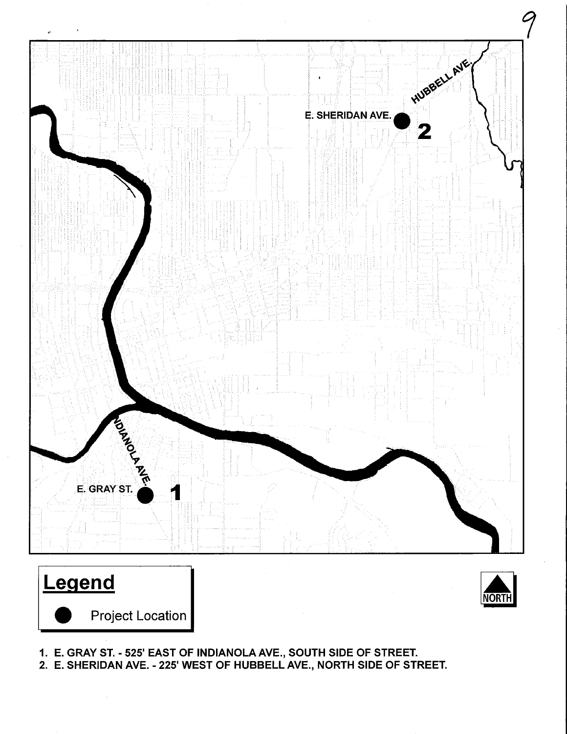E. SHERIDAN AVE.

HUBBELL AVE.

2

INDIANOLA AVE.

E. GRAY ST.

1

**Legend**

● Project Location

NORTH

1. E. GRAY ST. - 525' EAST OF INDIANOLA AVE., SOUTH SIDE OF STREET.
2. E. SHERIDAN AVE. - 225' WEST OF HUBBELL AVE., NORTH SIDE OF STREET.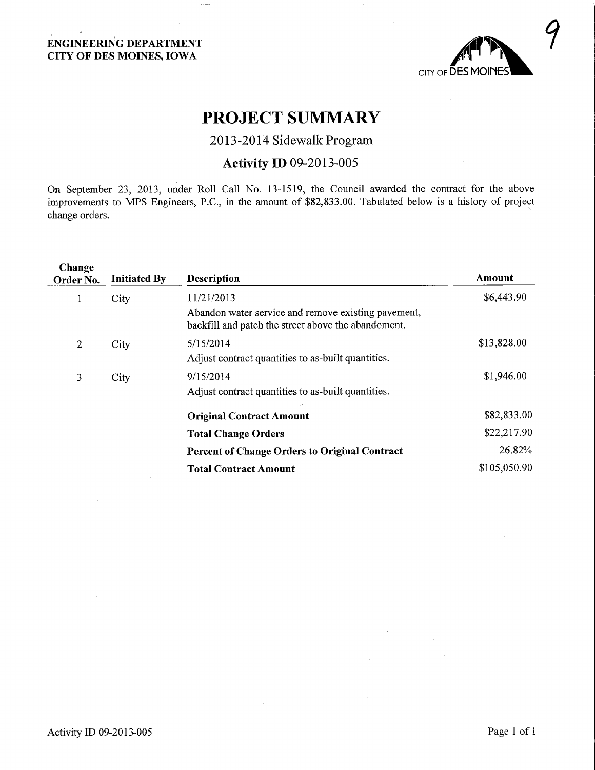ENGINEERING DEPARTMENT
CITY OF DES MOINES, IOWA

9

# PROJECT SUMMARY

## 2013-2014 Sidewalk Program

### Activity ID 09-2013-005

On September 23, 2013, under Roll Call No. 13-1519, the Council awarded the contract for the above improvements to MPS Engineers, P.C., in the amount of $82,833.00. Tabulated below is a history of project change orders.

| Change Order No. | Initiated By | Description | Amount |
|---|---|---|---|
| 1 | City | 11/21/2013<br>Abandon water service and remove existing pavement, backfill and patch the street above the abandonment. | $6,443.90 |
| 2 | City | 5/15/2014<br>Adjust contract quantities to as-built quantities. | $13,828.00 |
| 3 | City | 9/15/2014<br>Adjust contract quantities to as-built quantities. | $1,946.00 |
| | | **Original Contract Amount** | $82,833.00 |
| | | **Total Change Orders** | $22,217.90 |
| | | **Percent of Change Orders to Original Contract** | 26.82% |
| | | **Total Contract Amount** | $105,050.90 |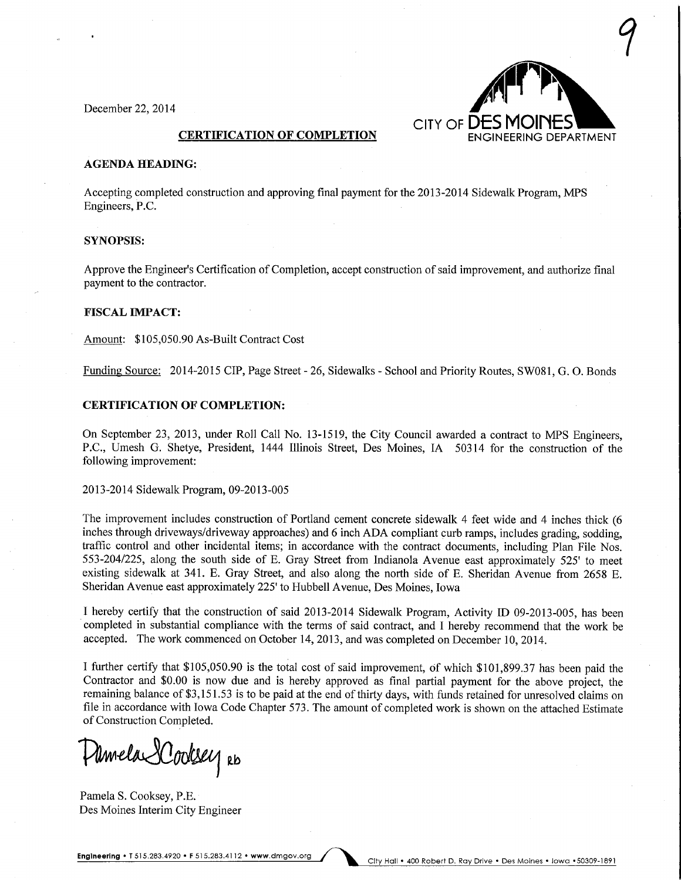December 22, 2014

CITY OF DES MOINES
ENGINEERING DEPARTMENT

## CERTIFICATION OF COMPLETION

**AGENDA HEADING:**

Accepting completed construction and approving final payment for the 2013-2014 Sidewalk Program, MPS Engineers, P.C.

**SYNOPSIS:**

Approve the Engineer's Certification of Completion, accept construction of said improvement, and authorize final payment to the contractor.

**FISCAL IMPACT:**

Amount: $105,050.90 As-Built Contract Cost

Funding Source: 2014-2015 CIP, Page Street - 26, Sidewalks - School and Priority Routes, SW081, G. O. Bonds

**CERTIFICATION OF COMPLETION:**

On September 23, 2013, under Roll Call No. 13-1519, the City Council awarded a contract to MPS Engineers, P.C., Umesh G. Shetye, President, 1444 Illinois Street, Des Moines, IA 50314 for the construction of the following improvement:

2013-2014 Sidewalk Program, 09-2013-005

The improvement includes construction of Portland cement concrete sidewalk 4 feet wide and 4 inches thick (6 inches through driveways/driveway approaches) and 6 inch ADA compliant curb ramps, includes grading, sodding, traffic control and other incidental items; in accordance with the contract documents, including Plan File Nos. 553-204/225, along the south side of E. Gray Street from Indianola Avenue east approximately 525' to meet existing sidewalk at 341. E. Gray Street, and also along the north side of E. Sheridan Avenue from 2658 E. Sheridan Avenue east approximately 225' to Hubbell Avenue, Des Moines, Iowa

I hereby certify that the construction of said 2013-2014 Sidewalk Program, Activity ID 09-2013-005, has been completed in substantial compliance with the terms of said contract, and I hereby recommend that the work be accepted. The work commenced on October 14, 2013, and was completed on December 10, 2014.

I further certify that $105,050.90 is the total cost of said improvement, of which $101,899.37 has been paid the Contractor and $0.00 is now due and is hereby approved as final partial payment for the above project, the remaining balance of $3,151.53 is to be paid at the end of thirty days, with funds retained for unresolved claims on file in accordance with Iowa Code Chapter 573. The amount of completed work is shown on the attached Estimate of Construction Completed.

Pamela S Cooksey RD

Pamela S. Cooksey, P.E.
Des Moines Interim City Engineer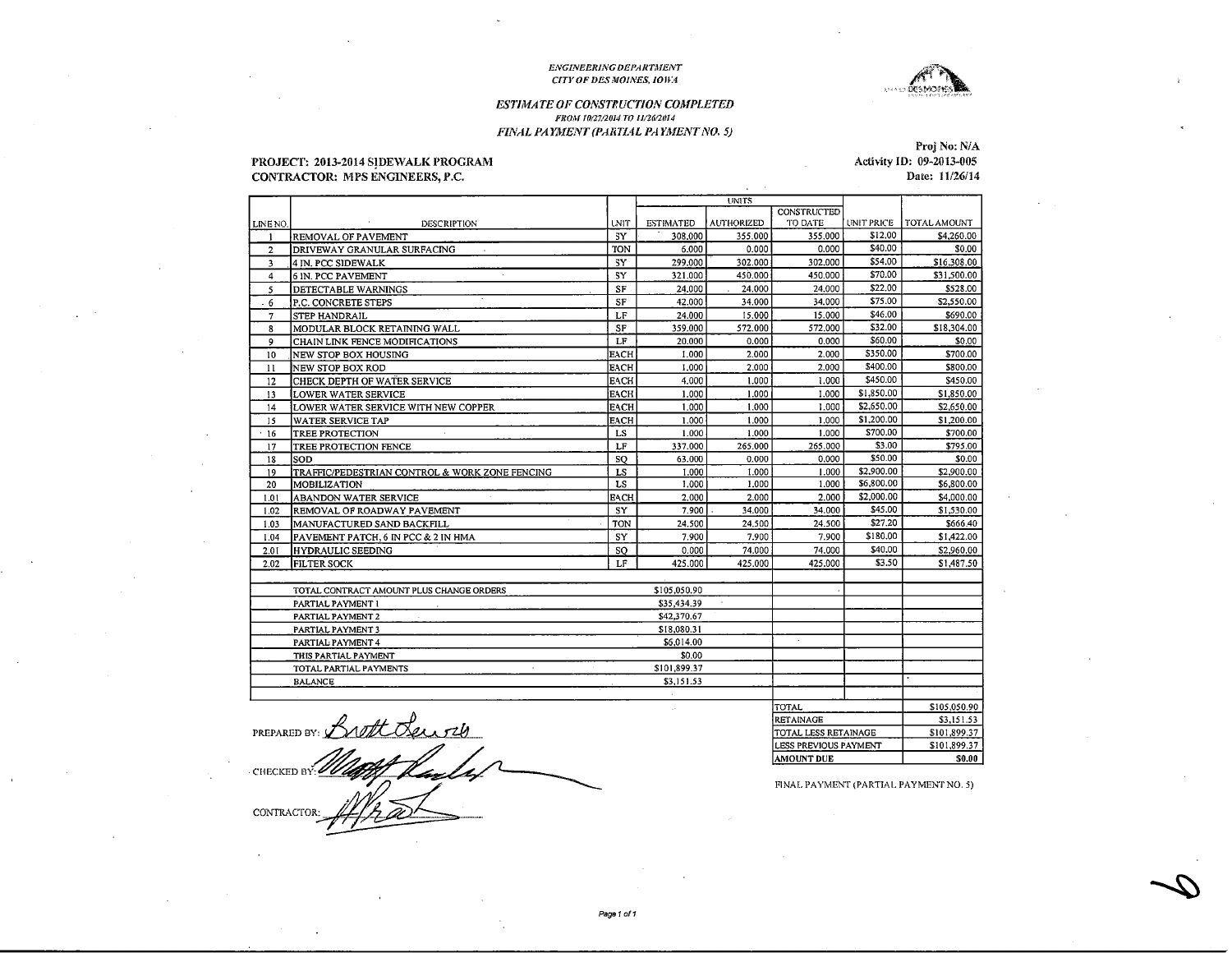*ENGINEERING DEPARTMENT*
*CITY OF DES MOINES, IOWA*

*ESTIMATE OF CONSTRUCTION COMPLETED*
*FROM 10/27/2014 TO 11/26/2014*
*FINAL PAYMENT (PARTIAL PAYMENT NO. 5)*

**PROJECT: 2013-2014 SIDEWALK PROGRAM**
**CONTRACTOR: MPS ENGINEERS, P.C.**

**Proj No: N/A**
**Activity ID: 09-2013-005**
**Date: 11/26/14**

| LINE NO. | DESCRIPTION | UNIT | UNITS ESTIMATED | UNITS AUTHORIZED | CONSTRUCTED TO DATE | UNIT PRICE | TOTAL AMOUNT |
|---|---|---|---|---|---|---|---|
| 1 | REMOVAL OF PAVEMENT | SY | 308.000 | 355.000 | 355.000 | $12.00 | $4,260.00 |
| 2 | DRIVEWAY GRANULAR SURFACING | TON | 6.000 | 0.000 | 0.000 | $40.00 | $0.00 |
| 3 | 4 IN. PCC SIDEWALK | SY | 299.000 | 302.000 | 302.000 | $54.00 | $16,308.00 |
| 4 | 6 IN. PCC PAVEMENT | SY | 321.000 | 450.000 | 450.000 | $70.00 | $31,500.00 |
| 5 | DETECTABLE WARNINGS | SF | 24.000 | 24.000 | 24.000 | $22.00 | $528.00 |
| 6 | P.C. CONCRETE STEPS | SF | 42.000 | 34.000 | 34.000 | $75.00 | $2,550.00 |
| 7 | STEP HANDRAIL | LF | 24.000 | 15.000 | 15.000 | $46.00 | $690.00 |
| 8 | MODULAR BLOCK RETAINING WALL | SF | 359.000 | 572.000 | 572.000 | $32.00 | $18,304.00 |
| 9 | CHAIN LINK FENCE MODIFICATIONS | LF | 20.000 | 0.000 | 0.000 | $60.00 | $0.00 |
| 10 | NEW STOP BOX HOUSING | EACH | 1.000 | 2.000 | 2.000 | $350.00 | $700.00 |
| 11 | NEW STOP BOX ROD | EACH | 1.000 | 2.000 | 2.000 | $400.00 | $800.00 |
| 12 | CHECK DEPTH OF WATER SERVICE | EACH | 4.000 | 1.000 | 1.000 | $450.00 | $450.00 |
| 13 | LOWER WATER SERVICE | EACH | 1.000 | 1.000 | 1.000 | $1,850.00 | $1,850.00 |
| 14 | LOWER WATER SERVICE WITH NEW COPPER | EACH | 1.000 | 1.000 | 1.000 | $2,650.00 | $2,650.00 |
| 15 | WATER SERVICE TAP | EACH | 1.000 | 1.000 | 1.000 | $1,200.00 | $1,200.00 |
| 16 | TREE PROTECTION | LS | 1.000 | 1.000 | 1.000 | $700.00 | $700.00 |
| 17 | TREE PROTECTION FENCE | LF | 337.000 | 265.000 | 265.000 | $3.00 | $795.00 |
| 18 | SOD | SQ | 63.000 | 0.000 | 0.000 | $50.00 | $0.00 |
| 19 | TRAFFIC/PEDESTRIAN CONTROL & WORK ZONE FENCING | LS | 1.000 | 1.000 | 1.000 | $2,900.00 | $2,900.00 |
| 20 | MOBILIZATION | LS | 1.000 | 1.000 | 1.000 | $6,800.00 | $6,800.00 |
| 1.01 | ABANDON WATER SERVICE | EACH | 2.000 | 2.000 | 2.000 | $2,000.00 | $4,000.00 |
| 1.02 | REMOVAL OF ROADWAY PAVEMENT | SY | 7.900 | 34.000 | 34.000 | $45.00 | $1,530.00 |
| 1.03 | MANUFACTURED SAND BACKFILL | TON | 24.500 | 24.500 | 24.500 | $27.20 | $666.40 |
| 1.04 | PAVEMENT PATCH, 6 IN PCC & 2 IN HMA | SY | 7.900 | 7.900 | 7.900 | $180.00 | $1,422.00 |
| 2.01 | HYDRAULIC SEEDING | SQ | 0.000 | 74.000 | 74.000 | $40.00 | $2,960.00 |
| 2.02 | FILTER SOCK | LF | 425.000 | 425.000 | 425.000 | $3.50 | $1,487.50 |

| | |
|---|---|
| TOTAL CONTRACT AMOUNT PLUS CHANGE ORDERS | $105,050.90 |
| PARTIAL PAYMENT 1 | $35,434.39 |
| PARTIAL PAYMENT 2 | $42,370.67 |
| PARTIAL PAYMENT 3 | $18,080.31 |
| PARTIAL PAYMENT 4 | $6,014.00 |
| THIS PARTIAL PAYMENT | $0.00 |
| TOTAL PARTIAL PAYMENTS | $101,899.37 |
| BALANCE | $3,151.53 |

| | |
|---|---|
| TOTAL | $105,050.90 |
| RETAINAGE | $3,151.53 |
| TOTAL LESS RETAINAGE | $101,899.37 |
| LESS PREVIOUS PAYMENT | $101,899.37 |
| **AMOUNT DUE** | **$0.00** |

FINAL PAYMENT (PARTIAL PAYMENT NO. 5)

PREPARED BY: Brett Leuvoy

CHECKED BY: [signature]

CONTRACTOR: [signature]